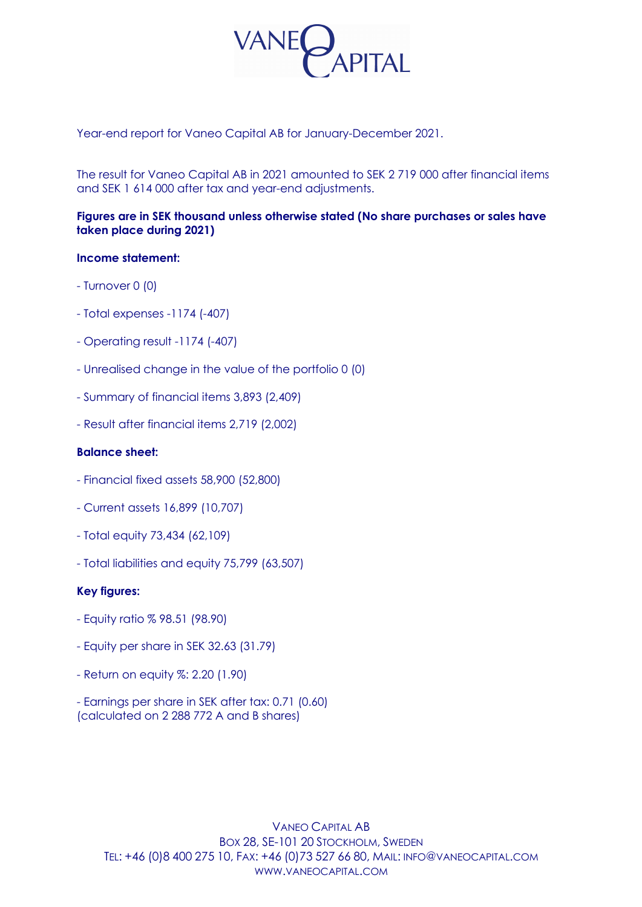VANEO CAPITAL

Year-end report for Vaneo Capital AB for January-December 2021.

The result for Vaneo Capital AB in 2021 amounted to SEK 2 719 000 after financial items and SEK 1 614 000 after tax and year-end adjustments.

**Figures are in SEK thousand unless otherwise stated (No share purchases or sales have taken place during 2021)**

**Income statement:**

- Turnover 0 (0)

- Total expenses -1174 (-407)

- Operating result -1174 (-407)

- Unrealised change in the value of the portfolio 0 (0)

- Summary of financial items 3,893 (2,409)

- Result after financial items 2,719 (2,002)

**Balance sheet:**

- Financial fixed assets 58,900 (52,800)

- Current assets 16,899 (10,707)

- Total equity 73,434 (62,109)

- Total liabilities and equity 75,799 (63,507)

**Key figures:**

- Equity ratio % 98.51 (98.90)

- Equity per share in SEK 32.63 (31.79)

- Return on equity %: 2.20 (1.90)

- Earnings per share in SEK after tax: 0.71 (0.60)
(calculated on 2 288 772 A and B shares)

VANEO CAPITAL AB
BOX 28, SE-101 20 STOCKHOLM, SWEDEN
TEL: +46 (0)8 400 275 10, FAX: +46 (0)73 527 66 80, MAIL: INFO@VANEOCAPITAL.COM
WWW.VANEOCAPITAL.COM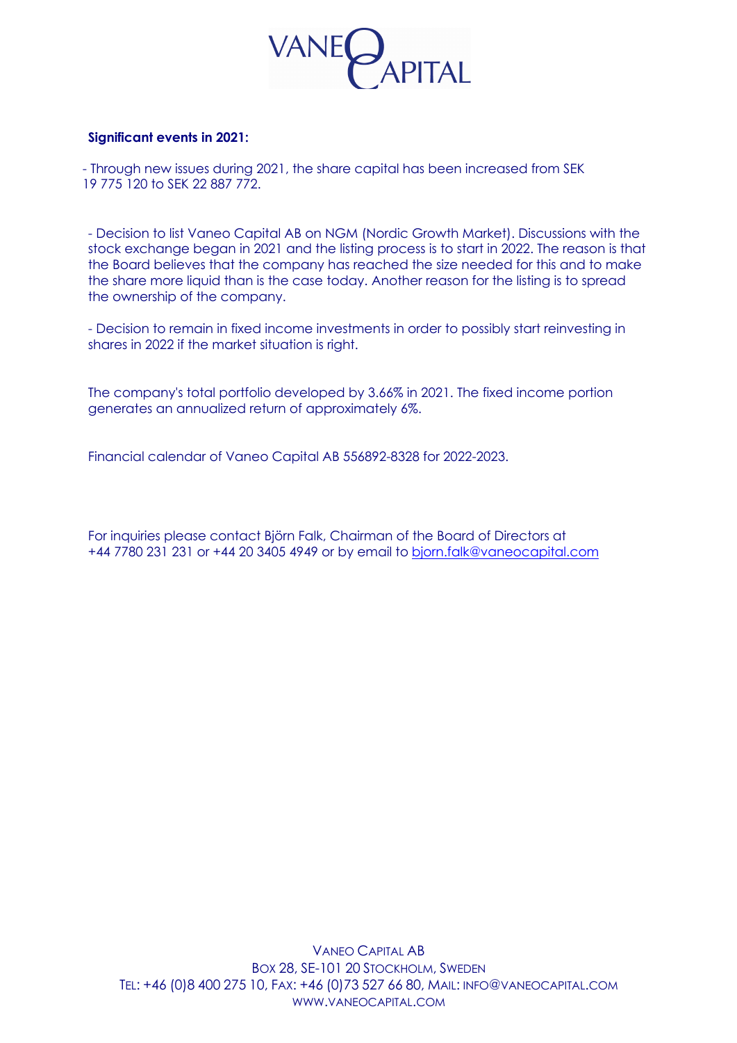**Significant events in 2021:**

- Through new issues during 2021, the share capital has been increased from SEK 19 775 120 to SEK 22 887 772.

- Decision to list Vaneo Capital AB on NGM (Nordic Growth Market). Discussions with the stock exchange began in 2021 and the listing process is to start in 2022. The reason is that the Board believes that the company has reached the size needed for this and to make the share more liquid than is the case today. Another reason for the listing is to spread the ownership of the company.

- Decision to remain in fixed income investments in order to possibly start reinvesting in shares in 2022 if the market situation is right.

The company's total portfolio developed by 3.66% in 2021. The fixed income portion generates an annualized return of approximately 6%.

Financial calendar of Vaneo Capital AB 556892-8328 for 2022-2023.

For inquiries please contact Björn Falk, Chairman of the Board of Directors at +44 7780 231 231 or +44 20 3405 4949 or by email to bjorn.falk@vaneocapital.com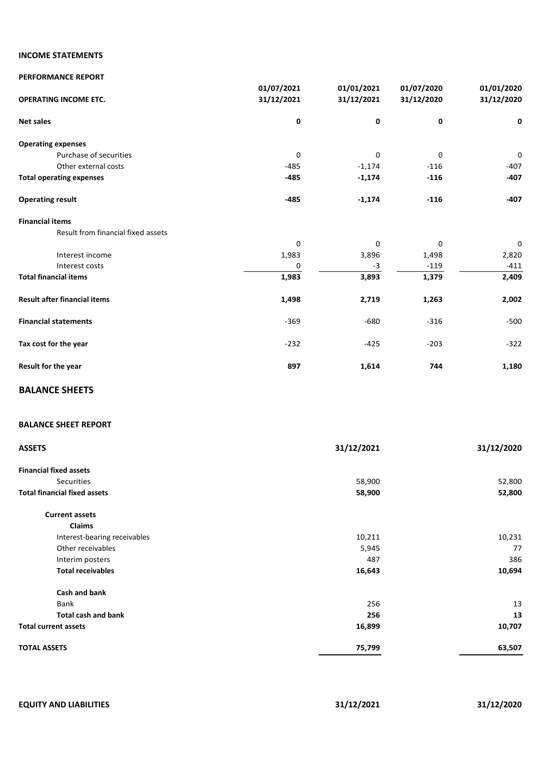## INCOME STATEMENTS

**PERFORMANCE REPORT**

| **OPERATING INCOME ETC.** | **01/07/2021 31/12/2021** | **01/01/2021 31/12/2021** | **01/07/2020 31/12/2020** | **01/01/2020 31/12/2020** |
|---|---|---|---|---|
| **Net sales** | **0** | **0** | **0** | **0** |
| **Operating expenses** | | | | |
| Purchase of securities | 0 | 0 | 0 | 0 |
| Other external costs | -485 | -1,174 | -116 | -407 |
| **Total operating expenses** | **-485** | **-1,174** | **-116** | **-407** |
| **Operating result** | **-485** | **-1,174** | **-116** | **-407** |
| **Financial items** | | | | |
| Result from financial fixed assets | 0 | 0 | 0 | 0 |
| Interest income | 1,983 | 3,896 | 1,498 | 2,820 |
| Interest costs | 0 | -3 | -119 | -411 |
| **Total financial items** | **1,983** | **3,893** | **1,379** | **2,409** |
| **Result after financial items** | **1,498** | **2,719** | **1,263** | **2,002** |
| **Financial statements** | -369 | -680 | -316 | -500 |
| **Tax cost for the year** | -232 | -425 | -203 | -322 |
| **Result for the year** | **897** | **1,614** | **744** | **1,180** |

## BALANCE SHEETS

**BALANCE SHEET REPORT**

| **ASSETS** | **31/12/2021** | **31/12/2020** |
|---|---|---|
| **Financial fixed assets** | | |
| Securities | 58,900 | 52,800 |
| **Total financial fixed assets** | **58,900** | **52,800** |
| **Current assets** | | |
| **Claims** | | |
| Interest-bearing receivables | 10,211 | 10,231 |
| Other receivables | 5,945 | 77 |
| Interim posters | 487 | 386 |
| **Total receivables** | **16,643** | **10,694** |
| **Cash and bank** | | |
| Bank | 256 | 13 |
| **Total cash and bank** | **256** | **13** |
| **Total current assets** | **16,899** | **10,707** |
| **TOTAL ASSETS** | **75,799** | **63,507** |

| **EQUITY AND LIABILITIES** | **31/12/2021** | **31/12/2020** |
|---|---|---|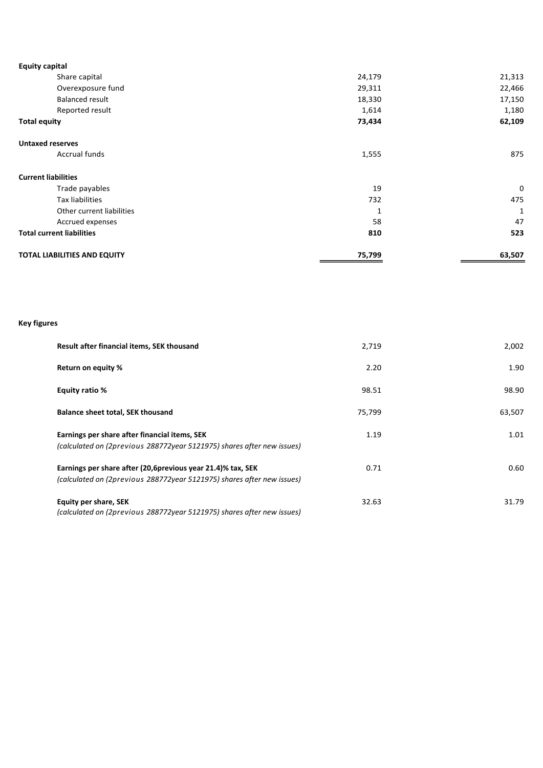| | | |
|---|---|---|
| **Equity capital** | | |
| Share capital | 24,179 | 21,313 |
| Overexposure fund | 29,311 | 22,466 |
| Balanced result | 18,330 | 17,150 |
| Reported result | 1,614 | 1,180 |
| **Total equity** | **73,434** | **62,109** |
| | | |
| **Untaxed reserves** | | |
| Accrual funds | 1,555 | 875 |
| | | |
| **Current liabilities** | | |
| Trade payables | 19 | 0 |
| Tax liabilities | 732 | 475 |
| Other current liabilities | 1 | 1 |
| Accrued expenses | 58 | 47 |
| **Total current liabilities** | **810** | **523** |
| | | |
| **TOTAL LIABILITIES AND EQUITY** | **75,799** | **63,507** |

**Key figures**

| | | |
|---|---|---|
| **Result after financial items, SEK thousand** | 2,719 | 2,002 |
| **Return on equity %** | 2.20 | 1.90 |
| **Equity ratio %** | 98.51 | 98.90 |
| **Balance sheet total, SEK thousand** | 75,799 | 63,507 |
| **Earnings per share after financial items, SEK** *(calculated on (2previous 288772year 5121975) shares after new issues)* | 1.19 | 1.01 |
| **Earnings per share after (20,6previous year 21.4)% tax, SEK** *(calculated on (2previous 288772year 5121975) shares after new issues)* | 0.71 | 0.60 |
| **Equity per share, SEK** *(calculated on (2previous 288772year 5121975) shares after new issues)* | 32.63 | 31.79 |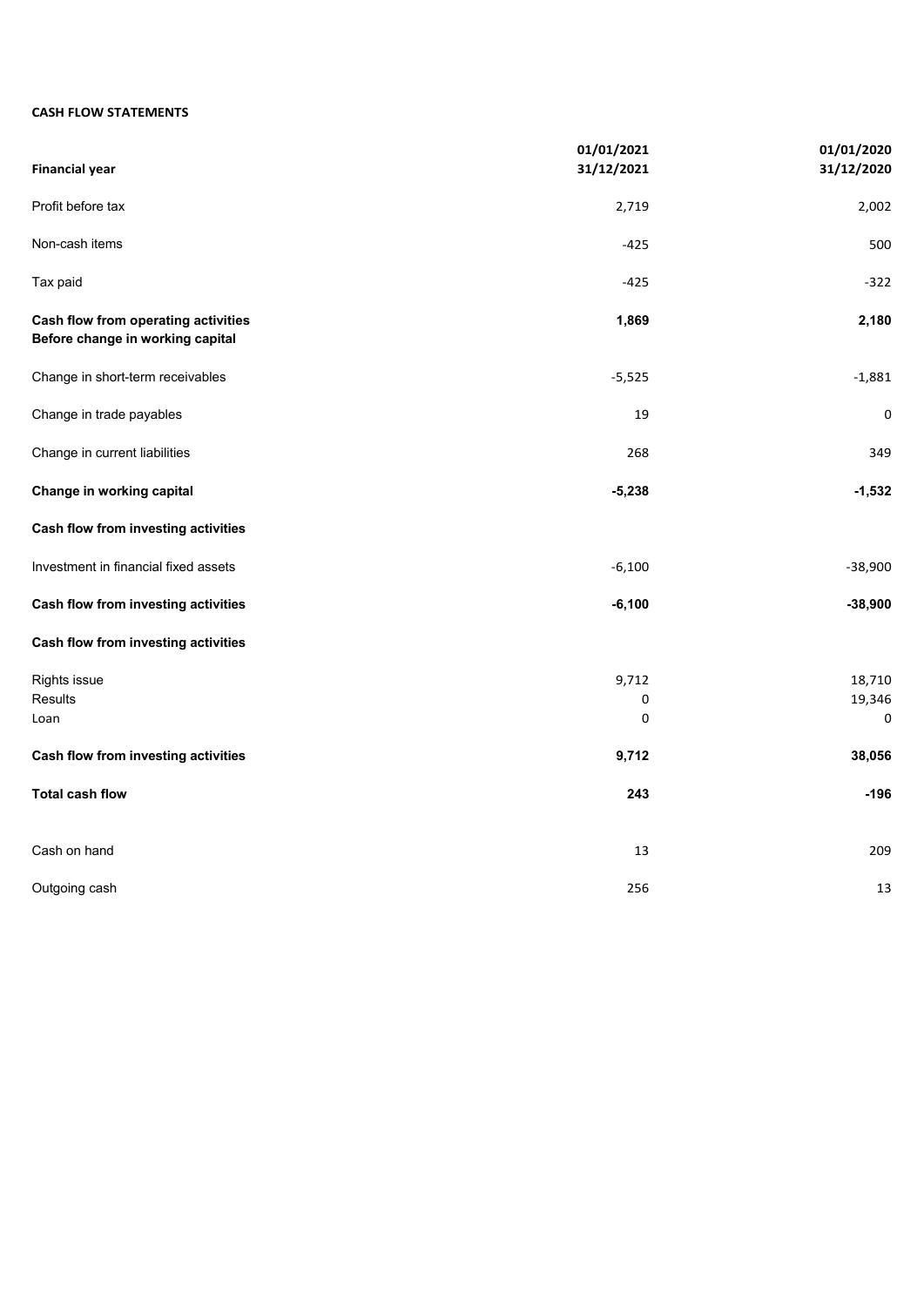**CASH FLOW STATEMENTS**

| **Financial year** | **01/01/2021 31/12/2021** | **01/01/2020 31/12/2020** |
|---|---|---|
| Profit before tax | 2,719 | 2,002 |
| Non-cash items | -425 | 500 |
| Tax paid | -425 | -322 |
| **Cash flow from operating activities Before change in working capital** | **1,869** | **2,180** |
| Change in short-term receivables | -5,525 | -1,881 |
| Change in trade payables | 19 | 0 |
| Change in current liabilities | 268 | 349 |
| **Change in working capital** | **-5,238** | **-1,532** |
| **Cash flow from investing activities** | | |
| Investment in financial fixed assets | -6,100 | -38,900 |
| **Cash flow from investing activities** | **-6,100** | **-38,900** |
| **Cash flow from investing activities** | | |
| Rights issue | 9,712 | 18,710 |
| Results | 0 | 19,346 |
| Loan | 0 | 0 |
| **Cash flow from investing activities** | **9,712** | **38,056** |
| **Total cash flow** | **243** | **-196** |
| Cash on hand | 13 | 209 |
| Outgoing cash | 256 | 13 |